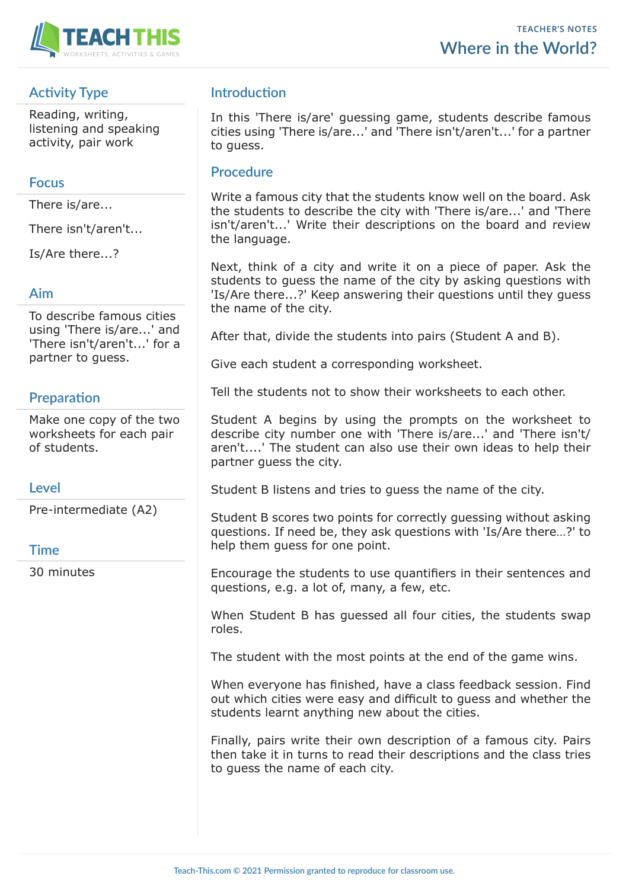TEACHER'S NOTES

# Where in the World?

## Activity Type

Reading, writing, listening and speaking activity, pair work

## Focus

There is/are...

There isn't/aren't...

Is/Are there...?

## Aim

To describe famous cities using 'There is/are...' and 'There isn't/aren't...' for a partner to guess.

## Preparation

Make one copy of the two worksheets for each pair of students.

## Level

Pre-intermediate (A2)

## Time

30 minutes

## Introduction

In this 'There is/are' guessing game, students describe famous cities using 'There is/are...' and 'There isn't/aren't...' for a partner to guess.

## Procedure

Write a famous city that the students know well on the board. Ask the students to describe the city with 'There is/are...' and 'There isn't/aren't...' Write their descriptions on the board and review the language.

Next, think of a city and write it on a piece of paper. Ask the students to guess the name of the city by asking questions with 'Is/Are there...?' Keep answering their questions until they guess the name of the city.

After that, divide the students into pairs (Student A and B).

Give each student a corresponding worksheet.

Tell the students not to show their worksheets to each other.

Student A begins by using the prompts on the worksheet to describe city number one with 'There is/are...' and 'There isn't/aren't....' The student can also use their own ideas to help their partner guess the city.

Student B listens and tries to guess the name of the city.

Student B scores two points for correctly guessing without asking questions. If need be, they ask questions with 'Is/Are there…?' to help them guess for one point.

Encourage the students to use quantifiers in their sentences and questions, e.g. a lot of, many, a few, etc.

When Student B has guessed all four cities, the students swap roles.

The student with the most points at the end of the game wins.

When everyone has finished, have a class feedback session. Find out which cities were easy and difficult to guess and whether the students learnt anything new about the cities.

Finally, pairs write their own description of a famous city. Pairs then take it in turns to read their descriptions and the class tries to guess the name of each city.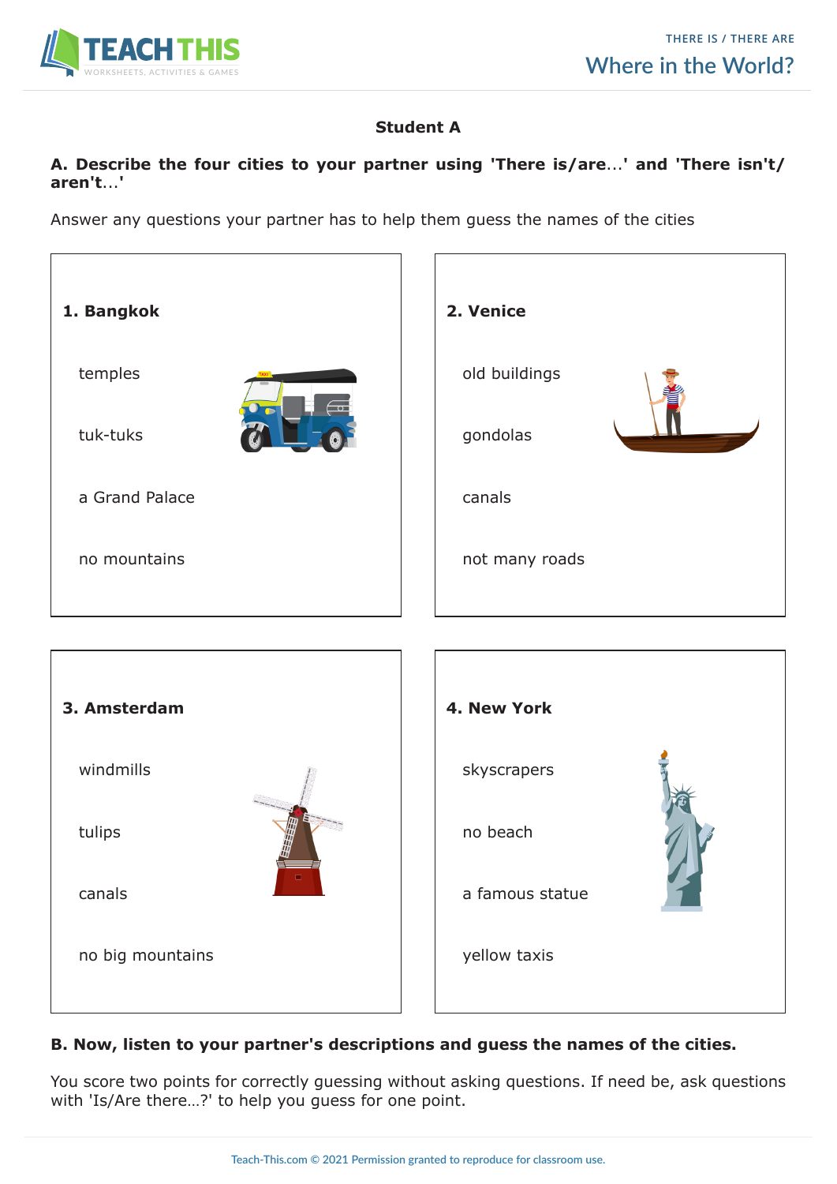## Student A

**A. Describe the four cities to your partner using 'There is/are...' and 'There isn't/aren't...'**

Answer any questions your partner has to help them guess the names of the cities

**1. Bangkok**

temples

tuk-tuks

a Grand Palace

no mountains

**2. Venice**

old buildings

gondolas

canals

not many roads

**3. Amsterdam**

windmills

tulips

canals

no big mountains

**4. New York**

skyscrapers

no beach

a famous statue

yellow taxis

**B. Now, listen to your partner's descriptions and guess the names of the cities.**

You score two points for correctly guessing without asking questions. If need be, ask questions with 'Is/Are there…?' to help you guess for one point.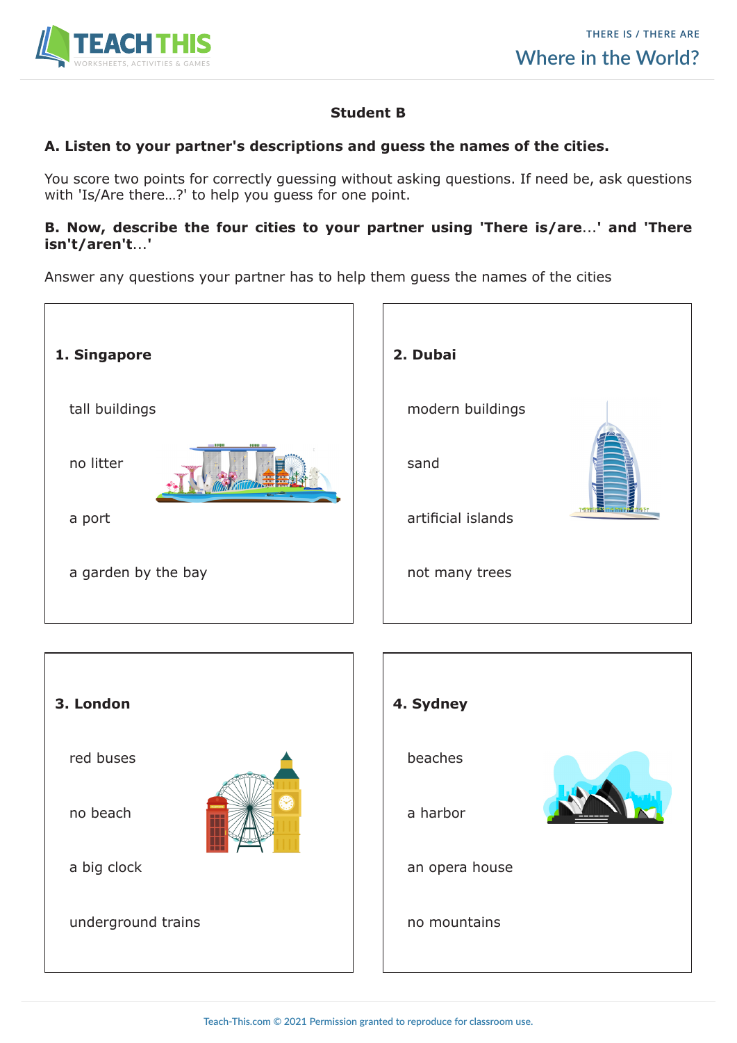## Student B

**A. Listen to your partner's descriptions and guess the names of the cities.**

You score two points for correctly guessing without asking questions. If need be, ask questions with 'Is/Are there…?' to help you guess for one point.

**B. Now, describe the four cities to your partner using 'There is/are...' and 'There isn't/aren't...'**

Answer any questions your partner has to help them guess the names of the cities

**1. Singapore**

tall buildings

no litter

a port

a garden by the bay

**2. Dubai**

modern buildings

sand

artificial islands

not many trees

**3. London**

red buses

no beach

a big clock

underground trains

**4. Sydney**

beaches

a harbor

an opera house

no mountains